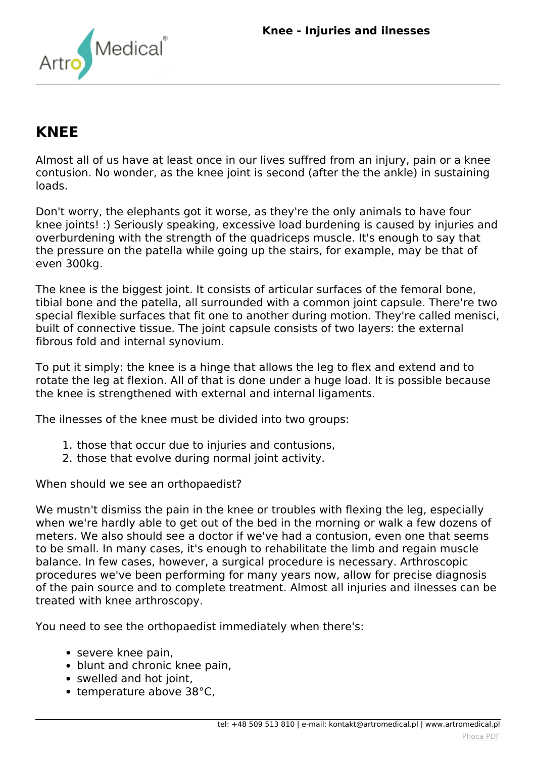# KNEE

Almost all of us have at least once in our lives suffred from an injury, pain or a knee contusion. No wonder, as the knee joint is second (after the the ankle) in sustaining loads.

Don't worry, the elephants got it worse, as they're the only animals to have four knee joints! :) Seriously speaking, excessive load burdening is caused by injuries and overburdening with the strength of the quadriceps muscle. It's enough to say that the pressure on the patella while going up the stairs, for example, may be that of even 300kg.

The knee is the biggest joint. It consists of articular surfaces of the femoral bone, tibial bone and the patella, all surrounded with a common joint capsule. There're two special flexible surfaces that fit one to another during motion. They're called menisci, built of connective tissue. The joint capsule consists of two layers: the external fibrous fold and internal synovium.

To put it simply: the knee is a hinge that allows the leg to flex and extend and to rotate the leg at flexion. All of that is done under a huge load. It is possible because the knee is strengthened with external and internal ligaments.

The ilnesses of the knee must be divided into two groups:

1. those that occur due to injuries and contusions,
2. those that evolve during normal joint activity.

When should we see an orthopaedist?

We mustn't dismiss the pain in the knee or troubles with flexing the leg, especially when we're hardly able to get out of the bed in the morning or walk a few dozens of meters. We also should see a doctor if we've had a contusion, even one that seems to be small. In many cases, it's enough to rehabilitate the limb and regain muscle balance. In few cases, however, a surgical procedure is necessary. Arthroscopic procedures we've been performing for many years now, allow for precise diagnosis of the pain source and to complete treatment. Almost all injuries and ilnesses can be treated with knee arthroscopy.

You need to see the orthopaedist immediately when there's:

- severe knee pain,
- blunt and chronic knee pain,
- swelled and hot joint,
- temperature above 38°C,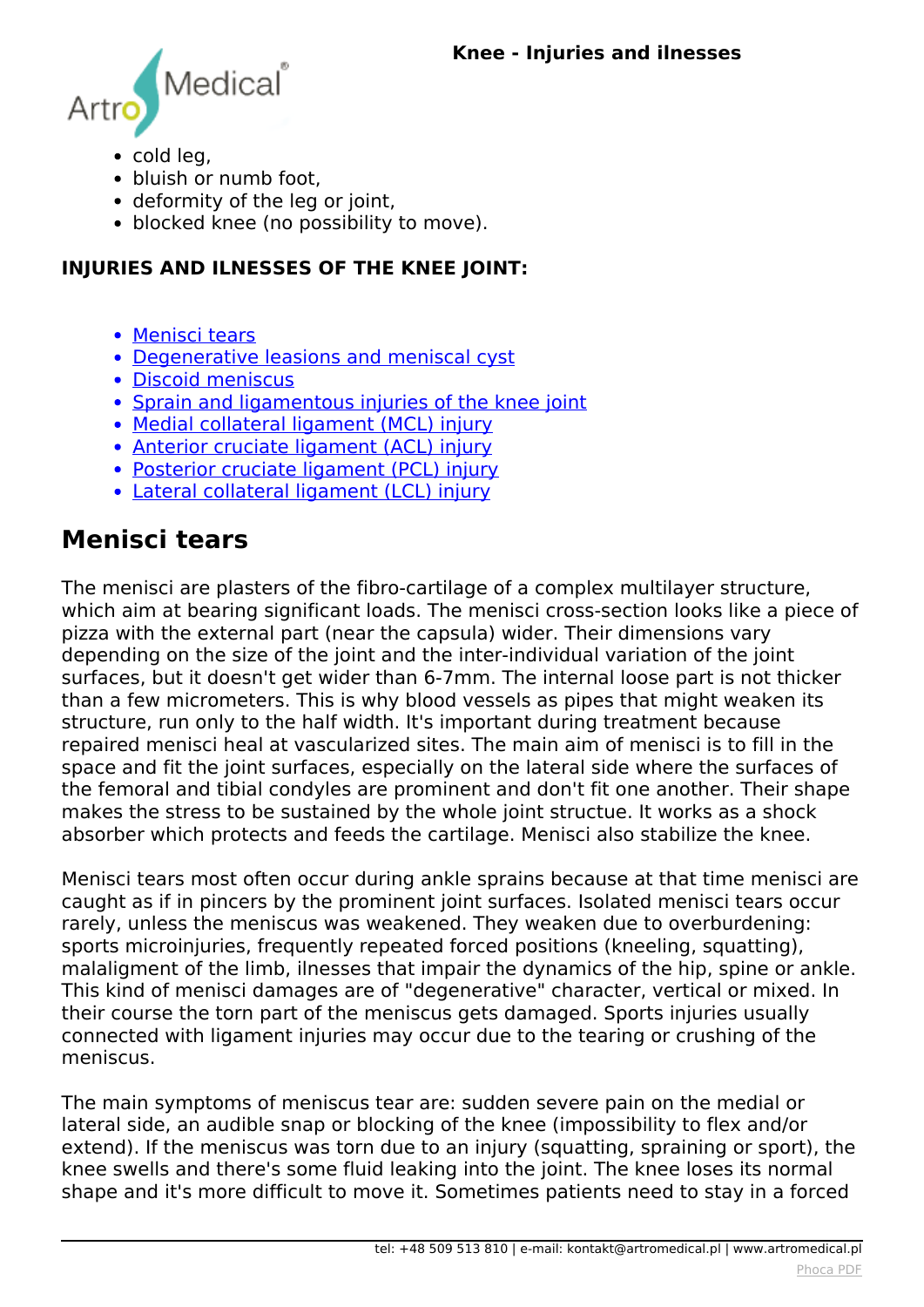- cold leg,
- bluish or numb foot,
- deformity of the leg or joint,
- blocked knee (no possibility to move).

**INJURIES AND ILNESSES OF THE KNEE JOINT:**

- Menisci tears
- Degenerative leasions and meniscal cyst
- Discoid meniscus
- Sprain and ligamentous injuries of the knee joint
- Medial collateral ligament (MCL) injury
- Anterior cruciate ligament (ACL) injury
- Posterior cruciate ligament (PCL) injury
- Lateral collateral ligament (LCL) injury

## Menisci tears

The menisci are plasters of the fibro-cartilage of a complex multilayer structure, which aim at bearing significant loads. The menisci cross-section looks like a piece of pizza with the external part (near the capsula) wider. Their dimensions vary depending on the size of the joint and the inter-individual variation of the joint surfaces, but it doesn't get wider than 6-7mm. The internal loose part is not thicker than a few micrometers. This is why blood vessels as pipes that might weaken its structure, run only to the half width. It's important during treatment because repaired menisci heal at vascularized sites. The main aim of menisci is to fill in the space and fit the joint surfaces, especially on the lateral side where the surfaces of the femoral and tibial condyles are prominent and don't fit one another. Their shape makes the stress to be sustained by the whole joint structue. It works as a shock absorber which protects and feeds the cartilage. Menisci also stabilize the knee.

Menisci tears most often occur during ankle sprains because at that time menisci are caught as if in pincers by the prominent joint surfaces. Isolated menisci tears occur rarely, unless the meniscus was weakened. They weaken due to overburdening: sports microinjuries, frequently repeated forced positions (kneeling, squatting), malaligment of the limb, ilnesses that impair the dynamics of the hip, spine or ankle. This kind of menisci damages are of "degenerative" character, vertical or mixed. In their course the torn part of the meniscus gets damaged. Sports injuries usually connected with ligament injuries may occur due to the tearing or crushing of the meniscus.

The main symptoms of meniscus tear are: sudden severe pain on the medial or lateral side, an audible snap or blocking of the knee (impossibility to flex and/or extend). If the meniscus was torn due to an injury (squatting, spraining or sport), the knee swells and there's some fluid leaking into the joint. The knee loses its normal shape and it's more difficult to move it. Sometimes patients need to stay in a forced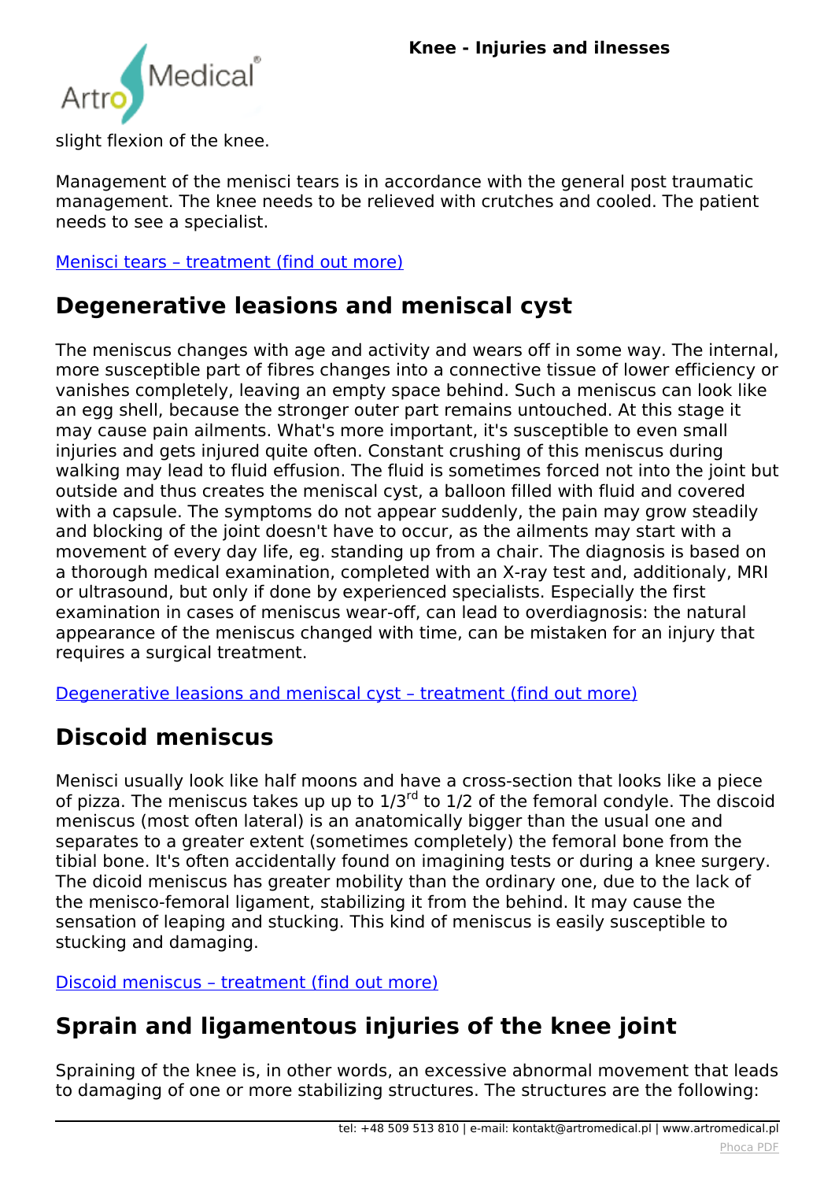slight flexion of the knee.

Management of the menisci tears is in accordance with the general post traumatic management. The knee needs to be relieved with crutches and cooled. The patient needs to see a specialist.

[Menisci tears – treatment (find out more)]

## Degenerative leasions and meniscal cyst

The meniscus changes with age and activity and wears off in some way. The internal, more susceptible part of fibres changes into a connective tissue of lower efficiency or vanishes completely, leaving an empty space behind. Such a meniscus can look like an egg shell, because the stronger outer part remains untouched. At this stage it may cause pain ailments. What's more important, it's susceptible to even small injuries and gets injured quite often. Constant crushing of this meniscus during walking may lead to fluid effusion. The fluid is sometimes forced not into the joint but outside and thus creates the meniscal cyst, a balloon filled with fluid and covered with a capsule. The symptoms do not appear suddenly, the pain may grow steadily and blocking of the joint doesn't have to occur, as the ailments may start with a movement of every day life, eg. standing up from a chair. The diagnosis is based on a thorough medical examination, completed with an X-ray test and, additionaly, MRI or ultrasound, but only if done by experienced specialists. Especially the first examination in cases of meniscus wear-off, can lead to overdiagnosis: the natural appearance of the meniscus changed with time, can be mistaken for an injury that requires a surgical treatment.

[Degenerative leasions and meniscal cyst – treatment (find out more)]

## Discoid meniscus

Menisci usually look like half moons and have a cross-section that looks like a piece of pizza. The meniscus takes up up to 1/3rd to 1/2 of the femoral condyle. The discoid meniscus (most often lateral) is an anatomically bigger than the usual one and separates to a greater extent (sometimes completely) the femoral bone from the tibial bone. It's often accidentally found on imagining tests or during a knee surgery. The dicoid meniscus has greater mobility than the ordinary one, due to the lack of the menisco-femoral ligament, stabilizing it from the behind. It may cause the sensation of leaping and stucking. This kind of meniscus is easily susceptible to stucking and damaging.

[Discoid meniscus – treatment (find out more)]

## Sprain and ligamentous injuries of the knee joint

Spraining of the knee is, in other words, an excessive abnormal movement that leads to damaging of one or more stabilizing structures. The structures are the following: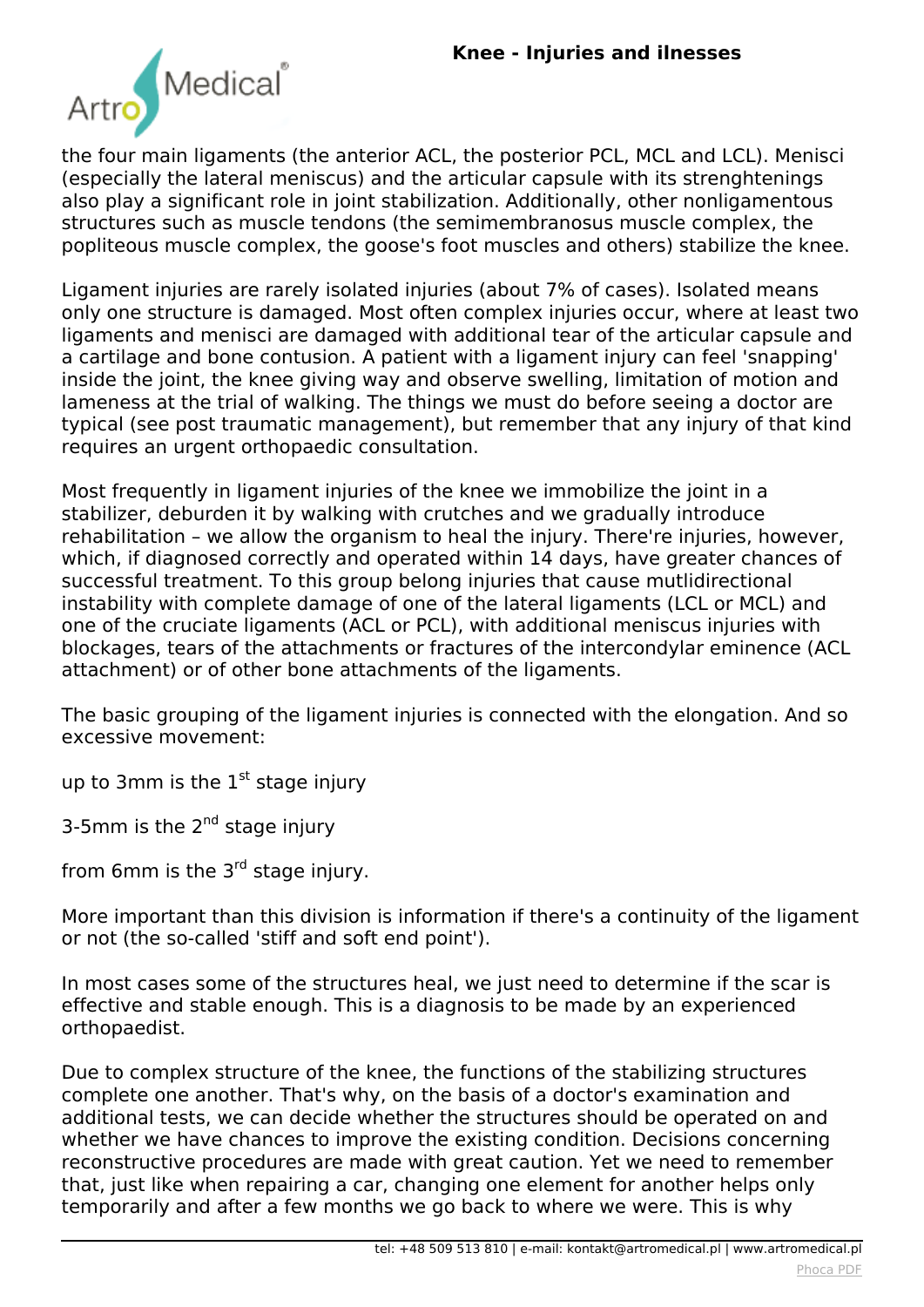the four main ligaments (the anterior ACL, the posterior PCL, MCL and LCL). Menisci (especially the lateral meniscus) and the articular capsule with its strenghtenings also play a significant role in joint stabilization. Additionally, other nonligamentous structures such as muscle tendons (the semimembranosus muscle complex, the popliteous muscle complex, the goose's foot muscles and others) stabilize the knee.

Ligament injuries are rarely isolated injuries (about 7% of cases). Isolated means only one structure is damaged. Most often complex injuries occur, where at least two ligaments and menisci are damaged with additional tear of the articular capsule and a cartilage and bone contusion. A patient with a ligament injury can feel 'snapping' inside the joint, the knee giving way and observe swelling, limitation of motion and lameness at the trial of walking. The things we must do before seeing a doctor are typical (see post traumatic management), but remember that any injury of that kind requires an urgent orthopaedic consultation.

Most frequently in ligament injuries of the knee we immobilize the joint in a stabilizer, deburden it by walking with crutches and we gradually introduce rehabilitation – we allow the organism to heal the injury. There're injuries, however, which, if diagnosed correctly and operated within 14 days, have greater chances of successful treatment. To this group belong injuries that cause mutlidirectional instability with complete damage of one of the lateral ligaments (LCL or MCL) and one of the cruciate ligaments (ACL or PCL), with additional meniscus injuries with blockages, tears of the attachments or fractures of the intercondylar eminence (ACL attachment) or of other bone attachments of the ligaments.

The basic grouping of the ligament injuries is connected with the elongation. And so excessive movement:

up to 3mm is the 1st stage injury

3-5mm is the 2nd stage injury

from 6mm is the 3rd stage injury.

More important than this division is information if there's a continuity of the ligament or not (the so-called 'stiff and soft end point').

In most cases some of the structures heal, we just need to determine if the scar is effective and stable enough. This is a diagnosis to be made by an experienced orthopaedist.

Due to complex structure of the knee, the functions of the stabilizing structures complete one another. That's why, on the basis of a doctor's examination and additional tests, we can decide whether the structures should be operated on and whether we have chances to improve the existing condition. Decisions concerning reconstructive procedures are made with great caution. Yet we need to remember that, just like when repairing a car, changing one element for another helps only temporarily and after a few months we go back to where we were. This is why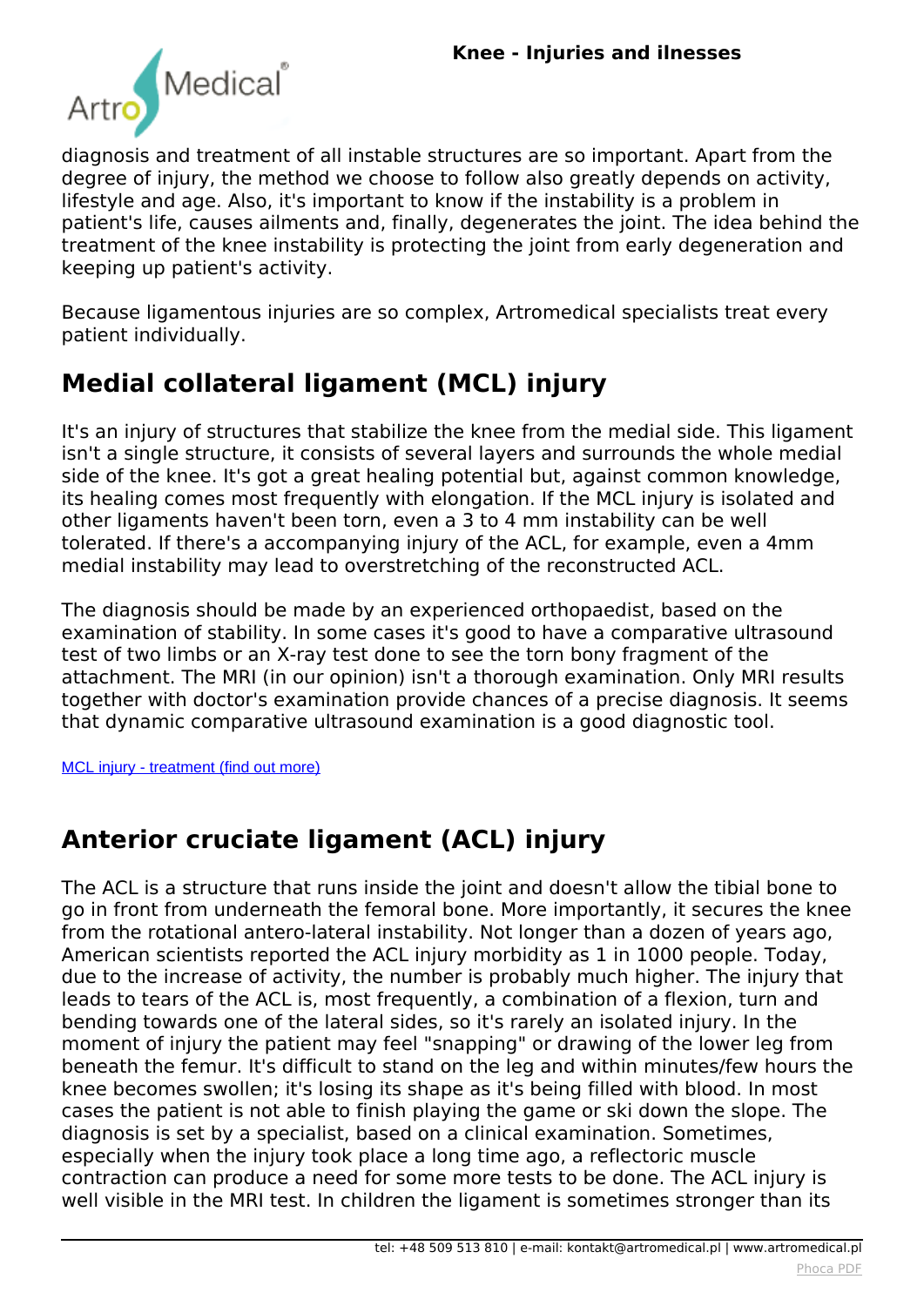diagnosis and treatment of all instable structures are so important. Apart from the degree of injury, the method we choose to follow also greatly depends on activity, lifestyle and age. Also, it's important to know if the instability is a problem in patient's life, causes ailments and, finally, degenerates the joint. The idea behind the treatment of the knee instability is protecting the joint from early degeneration and keeping up patient's activity.

Because ligamentous injuries are so complex, Artromedical specialists treat every patient individually.

## Medial collateral ligament (MCL) injury

It's an injury of structures that stabilize the knee from the medial side. This ligament isn't a single structure, it consists of several layers and surrounds the whole medial side of the knee. It's got a great healing potential but, against common knowledge, its healing comes most frequently with elongation. If the MCL injury is isolated and other ligaments haven't been torn, even a 3 to 4 mm instability can be well tolerated. If there's a accompanying injury of the ACL, for example, even a 4mm medial instability may lead to overstretching of the reconstructed ACL.

The diagnosis should be made by an experienced orthopaedist, based on the examination of stability. In some cases it's good to have a comparative ultrasound test of two limbs or an X-ray test done to see the torn bony fragment of the attachment. The MRI (in our opinion) isn't a thorough examination. Only MRI results together with doctor's examination provide chances of a precise diagnosis. It seems that dynamic comparative ultrasound examination is a good diagnostic tool.

MCL injury - treatment (find out more)

## Anterior cruciate ligament (ACL) injury

The ACL is a structure that runs inside the joint and doesn't allow the tibial bone to go in front from underneath the femoral bone. More importantly, it secures the knee from the rotational antero-lateral instability. Not longer than a dozen of years ago, American scientists reported the ACL injury morbidity as 1 in 1000 people. Today, due to the increase of activity, the number is probably much higher. The injury that leads to tears of the ACL is, most frequently, a combination of a flexion, turn and bending towards one of the lateral sides, so it's rarely an isolated injury. In the moment of injury the patient may feel "snapping" or drawing of the lower leg from beneath the femur. It's difficult to stand on the leg and within minutes/few hours the knee becomes swollen; it's losing its shape as it's being filled with blood. In most cases the patient is not able to finish playing the game or ski down the slope. The diagnosis is set by a specialist, based on a clinical examination. Sometimes, especially when the injury took place a long time ago, a reflectoric muscle contraction can produce a need for some more tests to be done. The ACL injury is well visible in the MRI test. In children the ligament is sometimes stronger than its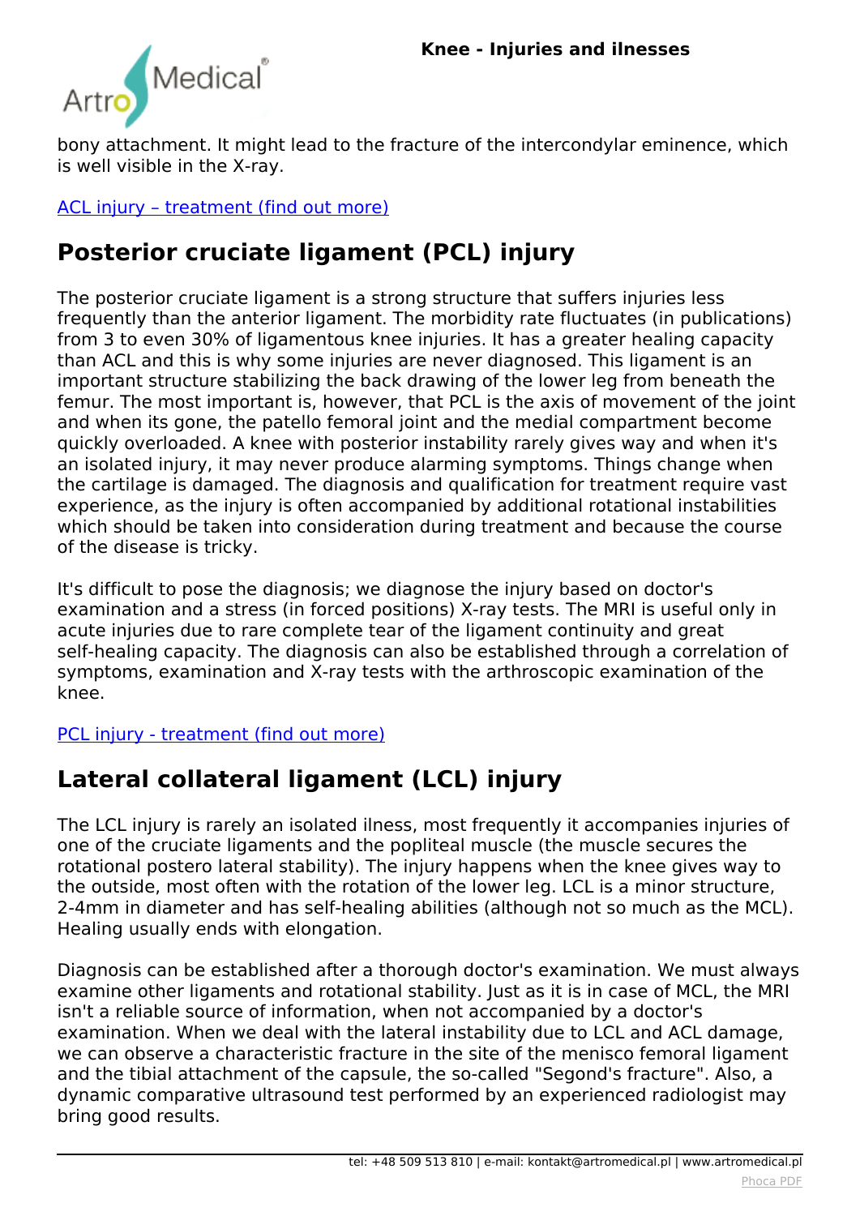bony attachment. It might lead to the fracture of the intercondylar eminence, which is well visible in the X-ray.

ACL injury – treatment (find out more)

## Posterior cruciate ligament (PCL) injury

The posterior cruciate ligament is a strong structure that suffers injuries less frequently than the anterior ligament. The morbidity rate fluctuates (in publications) from 3 to even 30% of ligamentous knee injuries. It has a greater healing capacity than ACL and this is why some injuries are never diagnosed. This ligament is an important structure stabilizing the back drawing of the lower leg from beneath the femur. The most important is, however, that PCL is the axis of movement of the joint and when its gone, the patello femoral joint and the medial compartment become quickly overloaded. A knee with posterior instability rarely gives way and when it's an isolated injury, it may never produce alarming symptoms. Things change when the cartilage is damaged. The diagnosis and qualification for treatment require vast experience, as the injury is often accompanied by additional rotational instabilities which should be taken into consideration during treatment and because the course of the disease is tricky.

It's difficult to pose the diagnosis; we diagnose the injury based on doctor's examination and a stress (in forced positions) X-ray tests. The MRI is useful only in acute injuries due to rare complete tear of the ligament continuity and great self-healing capacity. The diagnosis can also be established through a correlation of symptoms, examination and X-ray tests with the arthroscopic examination of the knee.

PCL injury - treatment (find out more)

## Lateral collateral ligament (LCL) injury

The LCL injury is rarely an isolated ilness, most frequently it accompanies injuries of one of the cruciate ligaments and the popliteal muscle (the muscle secures the rotational postero lateral stability). The injury happens when the knee gives way to the outside, most often with the rotation of the lower leg. LCL is a minor structure, 2-4mm in diameter and has self-healing abilities (although not so much as the MCL). Healing usually ends with elongation.

Diagnosis can be established after a thorough doctor's examination. We must always examine other ligaments and rotational stability. Just as it is in case of MCL, the MRI isn't a reliable source of information, when not accompanied by a doctor's examination. When we deal with the lateral instability due to LCL and ACL damage, we can observe a characteristic fracture in the site of the menisco femoral ligament and the tibial attachment of the capsule, the so-called "Segond's fracture". Also, a dynamic comparative ultrasound test performed by an experienced radiologist may bring good results.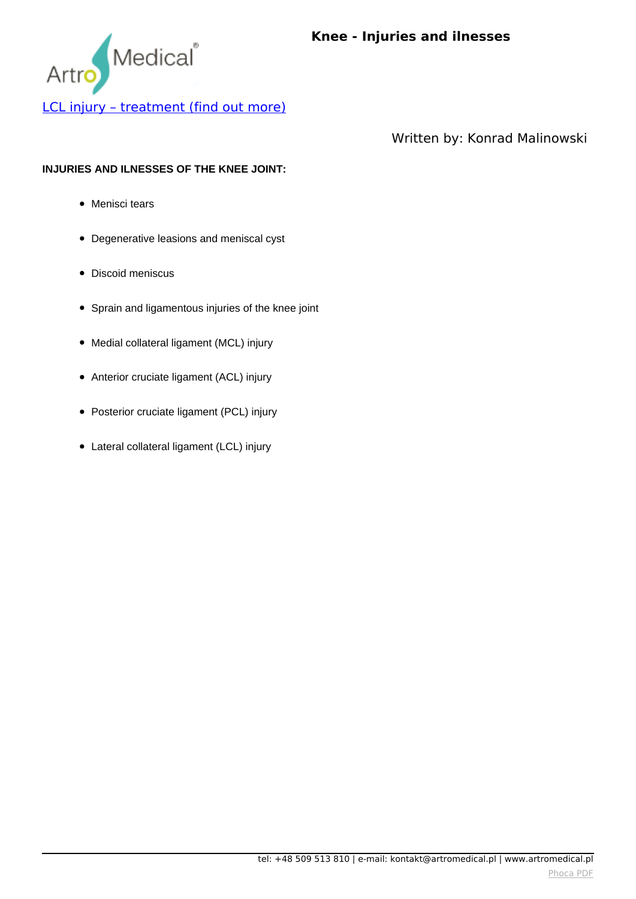LCL injury – treatment (find out more)

Written by: Konrad Malinowski

**INJURIES AND ILNESSES OF THE KNEE JOINT:**

- Menisci tears
- Degenerative leasions and meniscal cyst
- Discoid meniscus
- Sprain and ligamentous injuries of the knee joint
- Medial collateral ligament (MCL) injury
- Anterior cruciate ligament (ACL) injury
- Posterior cruciate ligament (PCL) injury
- Lateral collateral ligament (LCL) injury